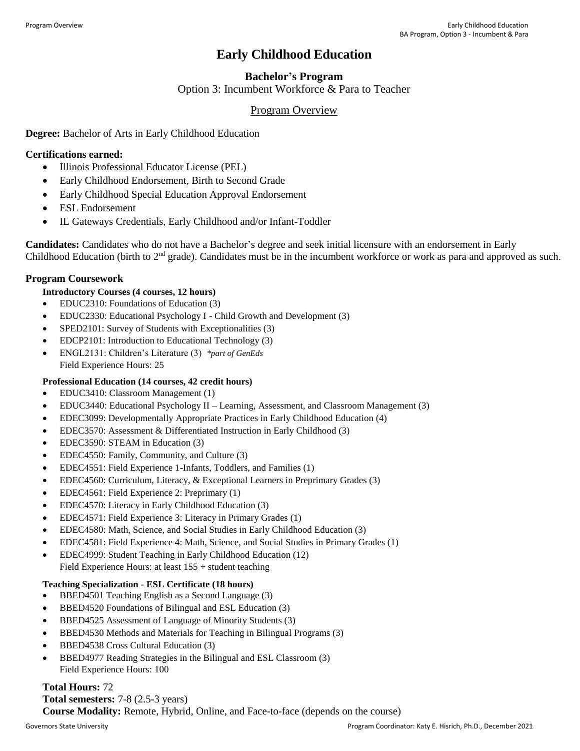# Early Childhood Education

## Bachelor's Program

Option 3: Incumbent Workforce & Para to Teacher

### Program Overview

**Degree:** Bachelor of Arts in Early Childhood Education

**Certifications earned:**

- Illinois Professional Educator License (PEL)
- Early Childhood Endorsement, Birth to Second Grade
- Early Childhood Special Education Approval Endorsement
- ESL Endorsement
- IL Gateways Credentials, Early Childhood and/or Infant-Toddler

**Candidates:** Candidates who do not have a Bachelor's degree and seek initial licensure with an endorsement in Early Childhood Education (birth to 2nd grade). Candidates must be in the incumbent workforce or work as para and approved as such.

### Program Coursework

**Introductory Courses (4 courses, 12 hours)**

- EDUC2310: Foundations of Education (3)
- EDUC2330: Educational Psychology I - Child Growth and Development (3)
- SPED2101: Survey of Students with Exceptionalities (3)
- EDCP2101: Introduction to Educational Technology (3)
- ENGL2131: Children's Literature (3) *\*part of GenEds*

  Field Experience Hours: 25

**Professional Education (14 courses, 42 credit hours)**

- EDUC3410: Classroom Management (1)
- EDUC3440: Educational Psychology II – Learning, Assessment, and Classroom Management (3)
- EDEC3099: Developmentally Appropriate Practices in Early Childhood Education (4)
- EDEC3570: Assessment & Differentiated Instruction in Early Childhood (3)
- EDEC3590: STEAM in Education (3)
- EDEC4550: Family, Community, and Culture (3)
- EDEC4551: Field Experience 1-Infants, Toddlers, and Families (1)
- EDEC4560: Curriculum, Literacy, & Exceptional Learners in Preprimary Grades (3)
- EDEC4561: Field Experience 2: Preprimary (1)
- EDEC4570: Literacy in Early Childhood Education (3)
- EDEC4571: Field Experience 3: Literacy in Primary Grades (1)
- EDEC4580: Math, Science, and Social Studies in Early Childhood Education (3)
- EDEC4581: Field Experience 4: Math, Science, and Social Studies in Primary Grades (1)
- EDEC4999: Student Teaching in Early Childhood Education (12)

  Field Experience Hours: at least 155 + student teaching

**Teaching Specialization - ESL Certificate (18 hours)**

- BBED4501 Teaching English as a Second Language (3)
- BBED4520 Foundations of Bilingual and ESL Education (3)
- BBED4525 Assessment of Language of Minority Students (3)
- BBED4530 Methods and Materials for Teaching in Bilingual Programs (3)
- BBED4538 Cross Cultural Education (3)
- BBED4977 Reading Strategies in the Bilingual and ESL Classroom (3)

  Field Experience Hours: 100

**Total Hours:** 72

**Total semesters:** 7-8 (2.5-3 years)

**Course Modality:** Remote, Hybrid, Online, and Face-to-face (depends on the course)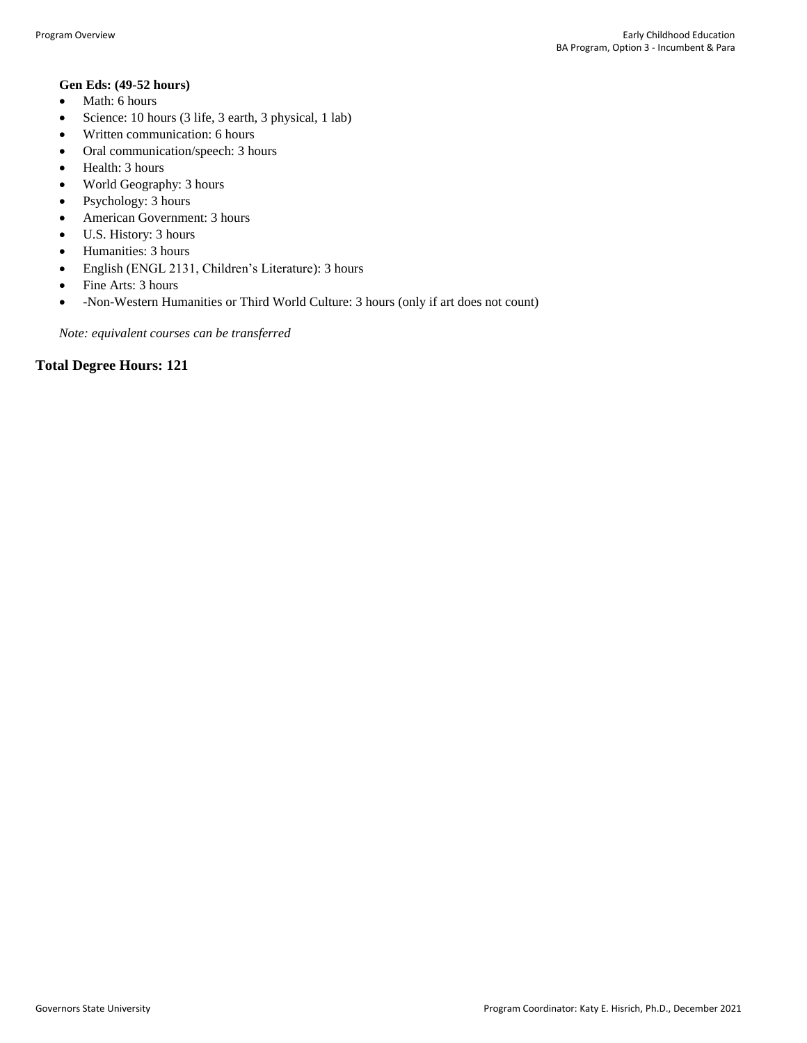**Gen Eds: (49-52 hours)**

- Math: 6 hours
- Science: 10 hours (3 life, 3 earth, 3 physical, 1 lab)
- Written communication: 6 hours
- Oral communication/speech: 3 hours
- Health: 3 hours
- World Geography: 3 hours
- Psychology: 3 hours
- American Government: 3 hours
- U.S. History: 3 hours
- Humanities: 3 hours
- English (ENGL 2131, Children's Literature): 3 hours
- Fine Arts: 3 hours
- -Non-Western Humanities or Third World Culture: 3 hours (only if art does not count)

*Note: equivalent courses can be transferred*

**Total Degree Hours: 121**